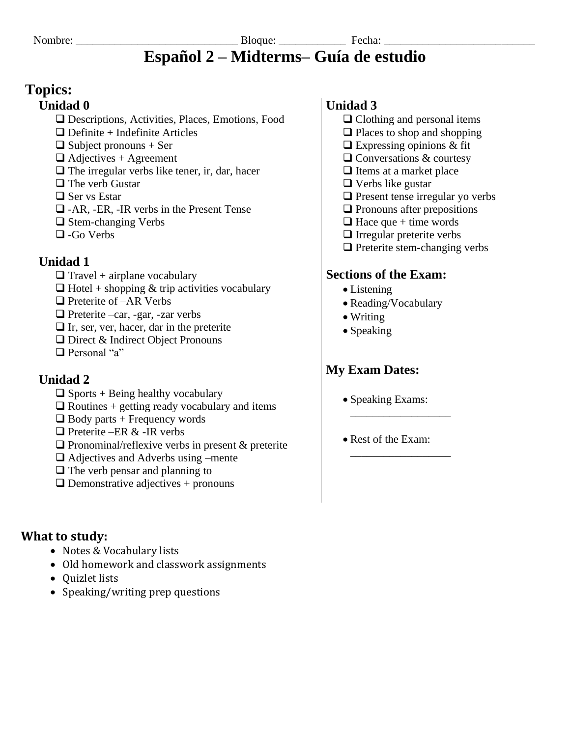Nombre: ____________________________ Bloque: ___________ Fecha: __________________________

# Español 2 – Midterms– Guía de estudio

## Topics:

### Unidad 0

- ❑ Descriptions, Activities, Places, Emotions, Food
- ❑ Definite + Indefinite Articles
- ❑ Subject pronouns + Ser
- ❑ Adjectives + Agreement
- ❑ The irregular verbs like tener, ir, dar, hacer
- ❑ The verb Gustar
- ❑ Ser vs Estar
- ❑ -AR, -ER, -IR verbs in the Present Tense
- ❑ Stem-changing Verbs
- ❑ -Go Verbs

### Unidad 1

- ❑ Travel + airplane vocabulary
- ❑ Hotel + shopping & trip activities vocabulary
- ❑ Preterite of –AR Verbs
- ❑ Preterite –car, -gar, -zar verbs
- ❑ Ir, ser, ver, hacer, dar in the preterite
- ❑ Direct & Indirect Object Pronouns
- ❑ Personal "a"

### Unidad 2

- ❑ Sports + Being healthy vocabulary
- ❑ Routines + getting ready vocabulary and items
- ❑ Body parts + Frequency words
- ❑ Preterite –ER & -IR verbs
- ❑ Pronominal/reflexive verbs in present & preterite
- ❑ Adjectives and Adverbs using –mente
- ❑ The verb pensar and planning to
- ❑ Demonstrative adjectives + pronouns

### Unidad 3

- ❑ Clothing and personal items
- ❑ Places to shop and shopping
- ❑ Expressing opinions & fit
- ❑ Conversations & courtesy
- ❑ Items at a market place
- ❑ Verbs like gustar
- ❑ Present tense irregular yo verbs
- ❑ Pronouns after prepositions
- ❑ Hace que + time words
- ❑ Irregular preterite verbs
- ❑ Preterite stem-changing verbs

### Sections of the Exam:

- Listening
- Reading/Vocabulary
- Writing
- Speaking

### My Exam Dates:

- Speaking Exams: __________________
- Rest of the Exam: __________________

## What to study:

- Notes & Vocabulary lists
- Old homework and classwork assignments
- Quizlet lists
- Speaking/writing prep questions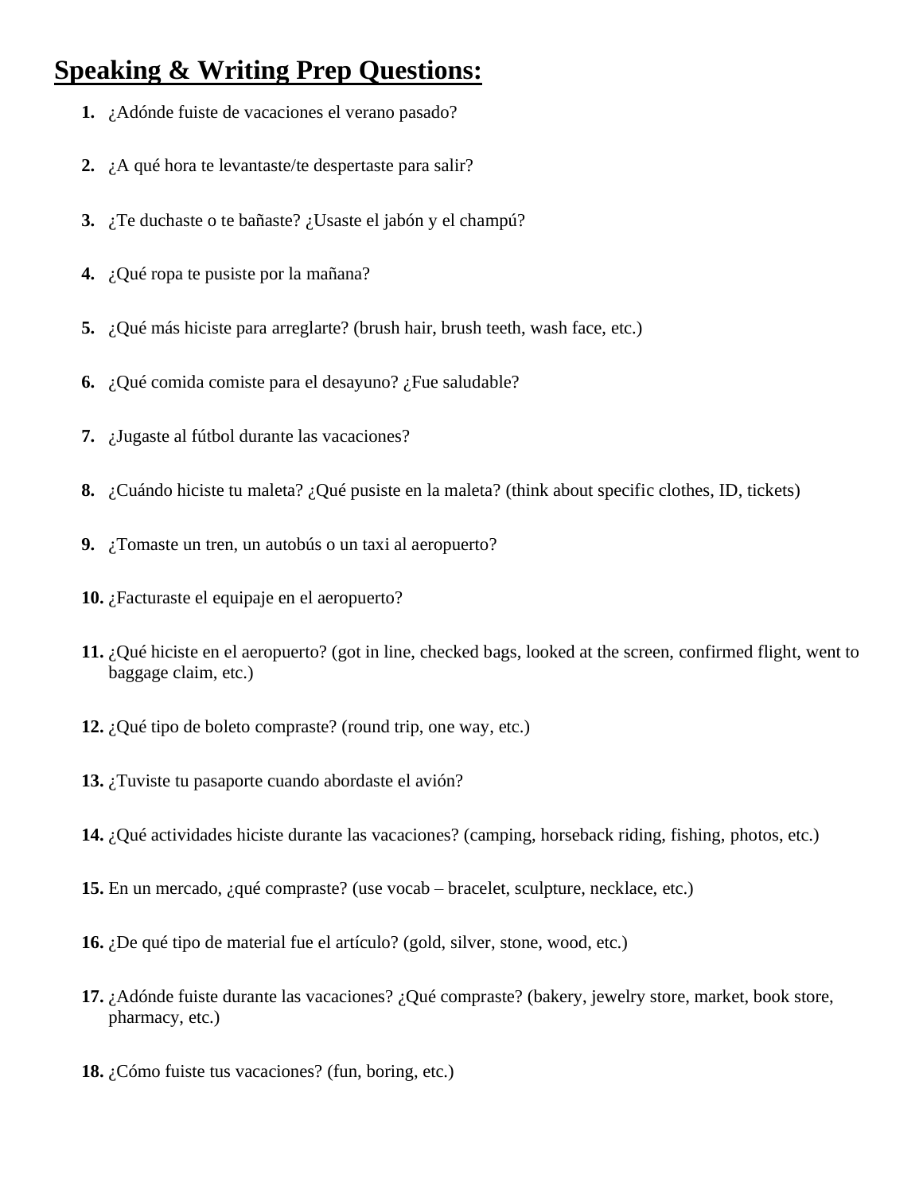# Speaking & Writing Prep Questions:

1. ¿Adónde fuiste de vacaciones el verano pasado?
2. ¿A qué hora te levantaste/te despertaste para salir?
3. ¿Te duchaste o te bañaste? ¿Usaste el jabón y el champú?
4. ¿Qué ropa te pusiste por la mañana?
5. ¿Qué más hiciste para arreglarte? (brush hair, brush teeth, wash face, etc.)
6. ¿Qué comida comiste para el desayuno? ¿Fue saludable?
7. ¿Jugaste al fútbol durante las vacaciones?
8. ¿Cuándo hiciste tu maleta? ¿Qué pusiste en la maleta? (think about specific clothes, ID, tickets)
9. ¿Tomaste un tren, un autobús o un taxi al aeropuerto?
10. ¿Facturaste el equipaje en el aeropuerto?
11. ¿Qué hiciste en el aeropuerto? (got in line, checked bags, looked at the screen, confirmed flight, went to baggage claim, etc.)
12. ¿Qué tipo de boleto compraste? (round trip, one way, etc.)
13. ¿Tuviste tu pasaporte cuando abordaste el avión?
14. ¿Qué actividades hiciste durante las vacaciones? (camping, horseback riding, fishing, photos, etc.)
15. En un mercado, ¿qué compraste? (use vocab – bracelet, sculpture, necklace, etc.)
16. ¿De qué tipo de material fue el artículo? (gold, silver, stone, wood, etc.)
17. ¿Adónde fuiste durante las vacaciones? ¿Qué compraste? (bakery, jewelry store, market, book store, pharmacy, etc.)
18. ¿Cómo fuiste tus vacaciones? (fun, boring, etc.)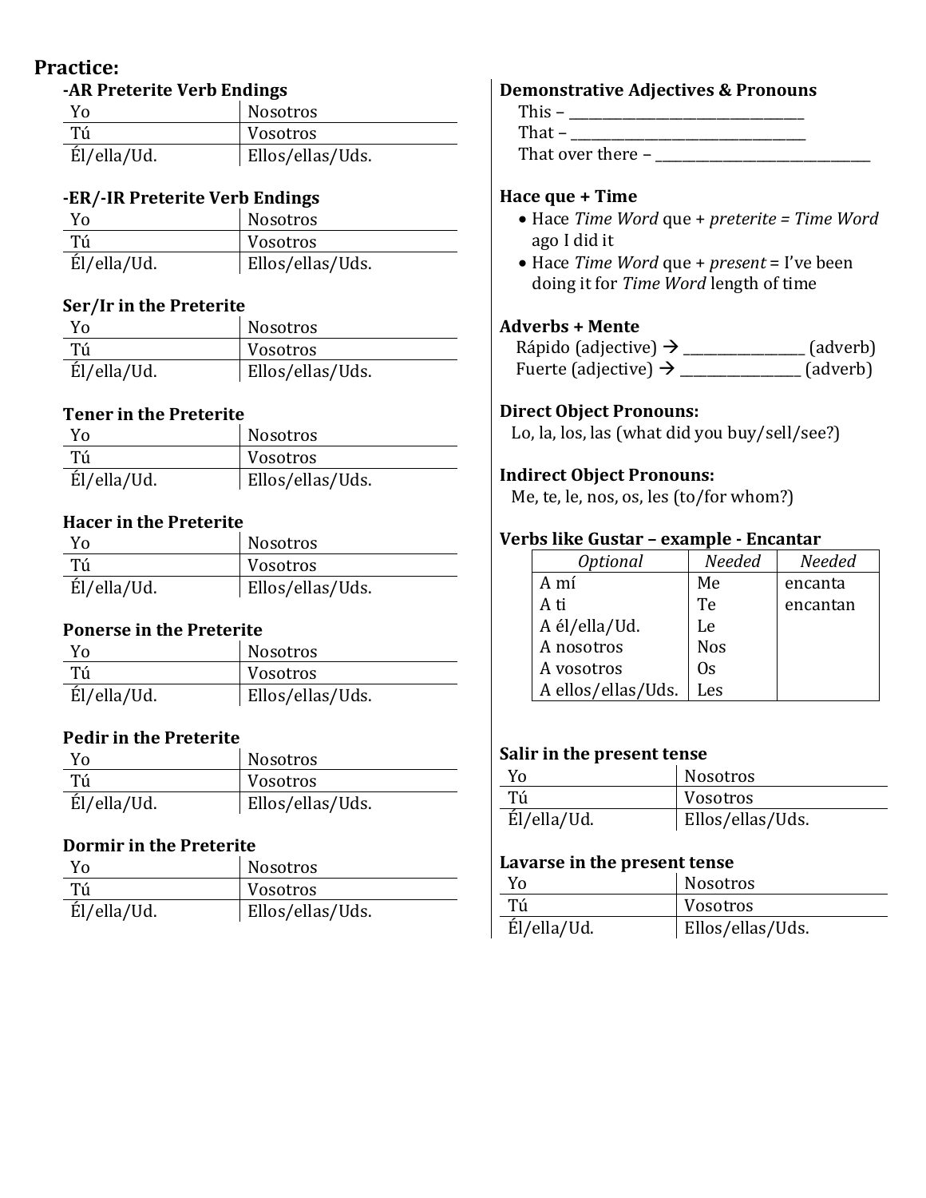# Practice:

### -AR Preterite Verb Endings

| | |
|---|---|
| Yo | Nosotros |
| Tú | Vosotros |
| Él/ella/Ud. | Ellos/ellas/Uds. |

### -ER/-IR Preterite Verb Endings

| | |
|---|---|
| Yo | Nosotros |
| Tú | Vosotros |
| Él/ella/Ud. | Ellos/ellas/Uds. |

### Ser/Ir in the Preterite

| | |
|---|---|
| Yo | Nosotros |
| Tú | Vosotros |
| Él/ella/Ud. | Ellos/ellas/Uds. |

### Tener in the Preterite

| | |
|---|---|
| Yo | Nosotros |
| Tú | Vosotros |
| Él/ella/Ud. | Ellos/ellas/Uds. |

### Hacer in the Preterite

| | |
|---|---|
| Yo | Nosotros |
| Tú | Vosotros |
| Él/ella/Ud. | Ellos/ellas/Uds. |

### Ponerse in the Preterite

| | |
|---|---|
| Yo | Nosotros |
| Tú | Vosotros |
| Él/ella/Ud. | Ellos/ellas/Uds. |

### Pedir in the Preterite

| | |
|---|---|
| Yo | Nosotros |
| Tú | Vosotros |
| Él/ella/Ud. | Ellos/ellas/Uds. |

### Dormir in the Preterite

| | |
|---|---|
| Yo | Nosotros |
| Tú | Vosotros |
| Él/ella/Ud. | Ellos/ellas/Uds. |

### Demonstrative Adjectives & Pronouns

This – ________________________________

That – ________________________________

That over there – ______________________________

### Hace que + Time

- Hace *Time Word* que + *preterite = Time Word* ago I did it
- Hace *Time Word* que + *present* = I've been doing it for *Time Word* length of time

### Adverbs + Mente

Rápido (adjective) → ________________ (adverb)

Fuerte (adjective) → ________________ (adverb)

### Direct Object Pronouns:

Lo, la, los, las (what did you buy/sell/see?)

### Indirect Object Pronouns:

Me, te, le, nos, os, les (to/for whom?)

### Verbs like Gustar – example - Encantar

| *Optional* | *Needed* | *Needed* |
|---|---|---|
| A mí | Me | encanta |
| A ti | Te | encantan |
| A él/ella/Ud. | Le | |
| A nosotros | Nos | |
| A vosotros | Os | |
| A ellos/ellas/Uds. | Les | |

### Salir in the present tense

| | |
|---|---|
| Yo | Nosotros |
| Tú | Vosotros |
| Él/ella/Ud. | Ellos/ellas/Uds. |

### Lavarse in the present tense

| | |
|---|---|
| Yo | Nosotros |
| Tú | Vosotros |
| Él/ella/Ud. | Ellos/ellas/Uds. |